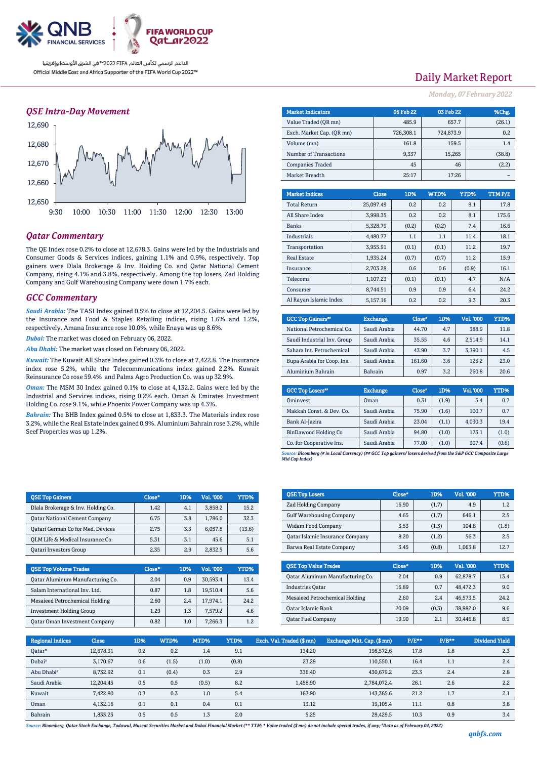QNB FINANCIAL SERVICES

FIFA WORLD CUP Qatar2022

الداعم الرسمي لكأس العالم FIFA 2022™ في الشرق الأوسط وإفريقيا
Official Middle East and Africa Supporter of the FIFA World Cup 2022™

# Daily Market Report

*Monday, 07 February 2022*

## QSE Intra-Day Movement

| Market Indicators | 06 Feb 22 | 03 Feb 22 | %Chg. |
|---|---|---|---|
| Value Traded (QR mn) | 485.9 | 657.7 | (26.1) |
| Exch. Market Cap. (QR mn) | 726,308.1 | 724,873.9 | 0.2 |
| Volume (mn) | 161.8 | 159.5 | 1.4 |
| Number of Transactions | 9,337 | 15,265 | (38.8) |
| Companies Traded | 45 | 46 | (2.2) |
| Market Breadth | 25:17 | 17:26 | – |

| Market Indices | Close | 1D% | WTD% | YTD% | TTM P/E |
|---|---|---|---|---|---|
| Total Return | 25,097.49 | 0.2 | 0.2 | 9.1 | 17.8 |
| All Share Index | 3,998.35 | 0.2 | 0.2 | 8.1 | 175.6 |
| Banks | 5,328.79 | (0.2) | (0.2) | 7.4 | 16.6 |
| Industrials | 4,480.77 | 1.1 | 1.1 | 11.4 | 18.1 |
| Transportation | 3,955.91 | (0.1) | (0.1) | 11.2 | 19.7 |
| Real Estate | 1,935.24 | (0.7) | (0.7) | 11.2 | 15.9 |
| Insurance | 2,703.28 | 0.6 | 0.6 | (0.9) | 16.1 |
| Telecoms | 1,107.23 | (0.1) | (0.1) | 4.7 | N/A |
| Consumer | 8,744.51 | 0.9 | 0.9 | 6.4 | 24.2 |
| Al Rayan Islamic Index | 5,157.16 | 0.2 | 0.2 | 9.3 | 20.3 |

## Qatar Commentary

The QE Index rose 0.2% to close at 12,678.3. Gains were led by the Industrials and Consumer Goods & Services indices, gaining 1.1% and 0.9%, respectively. Top gainers were Dlala Brokerage & Inv. Holding Co. and Qatar National Cement Company, rising 4.1% and 3.8%, respectively. Among the top losers, Zad Holding Company and Gulf Warehousing Company were down 1.7% each.

## GCC Commentary

*Saudi Arabia:* The TASI Index gained 0.5% to close at 12,204.5. Gains were led by the Insurance and Food & Staples Retailing indices, rising 1.6% and 1.2%, respectively. Amana Insurance rose 10.0%, while Enaya was up 8.6%.

*Dubai:* The market was closed on February 06, 2022.

*Abu Dhabi:* The market was closed on February 06, 2022.

*Kuwait:* The Kuwait All Share Index gained 0.3% to close at 7,422.8. The Insurance index rose 5.2%, while the Telecommunications index gained 2.2%. Kuwait Reinsurance Co rose 59.4% and Palms Agro Production Co. was up 32.9%.

*Oman:* The MSM 30 Index gained 0.1% to close at 4,132.2. Gains were led by the Industrial and Services indices, rising 0.2% each. Oman & Emirates Investment Holding Co. rose 9.1%, while Phoenix Power Company was up 4.3%.

*Bahrain:* The BHB Index gained 0.5% to close at 1,833.3. The Materials index rose 3.2%, while the Real Estate index gained 0.9%. Aluminium Bahrain rose 3.2%, while Seef Properties was up 1.2%.

| GCC Top Gainers## | Exchange | Close# | 1D% | Vol. '000 | YTD% |
|---|---|---|---|---|---|
| National Petrochemical Co. | Saudi Arabia | 44.70 | 4.7 | 388.9 | 11.8 |
| Saudi Industrial Inv. Group | Saudi Arabia | 35.55 | 4.6 | 2,514.9 | 14.1 |
| Sahara Int. Petrochemical | Saudi Arabia | 43.90 | 3.7 | 3,390.1 | 4.5 |
| Bupa Arabia for Coop. Ins. | Saudi Arabia | 161.60 | 3.6 | 125.2 | 23.0 |
| Aluminium Bahrain | Bahrain | 0.97 | 3.2 | 260.8 | 20.6 |

| GCC Top Losers## | Exchange | Close# | 1D% | Vol. '000 | YTD% |
|---|---|---|---|---|---|
| Ominvest | Oman | 0.31 | (1.9) | 5.4 | 0.7 |
| Makkah Const. & Dev. Co. | Saudi Arabia | 75.90 | (1.6) | 100.7 | 0.7 |
| Bank Al-Jazira | Saudi Arabia | 23.04 | (1.1) | 4,030.3 | 19.4 |
| BinDawood Holding Co | Saudi Arabia | 94.80 | (1.0) | 173.1 | (1.0) |
| Co. for Cooperative Ins. | Saudi Arabia | 77.00 | (1.0) | 307.4 | (0.6) |

*Source: Bloomberg (# in Local Currency) (## GCC Top gainers/ losers derived from the S&P GCC Composite Large Mid Cap Index)*

| QSE Top Gainers | Close* | 1D% | Vol. '000 | YTD% |
|---|---|---|---|---|
| Dlala Brokerage & Inv. Holding Co. | 1.42 | 4.1 | 3,858.2 | 15.2 |
| Qatar National Cement Company | 6.75 | 3.8 | 1,786.0 | 32.3 |
| Qatari German Co for Med. Devices | 2.75 | 3.3 | 6,057.8 | (13.6) |
| QLM Life & Medical Insurance Co. | 5.31 | 3.1 | 45.6 | 5.1 |
| Qatari Investors Group | 2.35 | 2.9 | 2,832.5 | 5.6 |

| QSE Top Losers | Close* | 1D% | Vol. '000 | YTD% |
|---|---|---|---|---|
| Zad Holding Company | 16.90 | (1.7) | 4.9 | 1.2 |
| Gulf Warehousing Company | 4.65 | (1.7) | 646.1 | 2.5 |
| Widam Food Company | 3.53 | (1.3) | 104.8 | (1.8) |
| Qatar Islamic Insurance Company | 8.20 | (1.2) | 56.3 | 2.5 |
| Barwa Real Estate Company | 3.45 | (0.8) | 1,063.8 | 12.7 |

| QSE Top Volume Trades | Close* | 1D% | Vol. '000 | YTD% |
|---|---|---|---|---|
| Qatar Aluminum Manufacturing Co. | 2.04 | 0.9 | 30,593.4 | 13.4 |
| Salam International Inv. Ltd. | 0.87 | 1.8 | 19,510.4 | 5.6 |
| Mesaieed Petrochemical Holding | 2.60 | 2.4 | 17,974.1 | 24.2 |
| Investment Holding Group | 1.29 | 1.3 | 7,579.2 | 4.6 |
| Qatar Oman Investment Company | 0.82 | 1.0 | 7,266.3 | 1.2 |

| QSE Top Value Trades | Close* | 1D% | Val. '000 | YTD% |
|---|---|---|---|---|
| Qatar Aluminum Manufacturing Co. | 2.04 | 0.9 | 62,878.7 | 13.4 |
| Industries Qatar | 16.89 | 0.7 | 48,472.3 | 9.0 |
| Mesaieed Petrochemical Holding | 2.60 | 2.4 | 46,573.5 | 24.2 |
| Qatar Islamic Bank | 20.09 | (0.3) | 38,982.0 | 9.6 |
| Qatar Fuel Company | 19.90 | 2.1 | 30,446.8 | 8.9 |

| Regional Indices | Close | 1D% | WTD% | MTD% | YTD% | Exch. Val. Traded ($ mn) | Exchange Mkt. Cap. ($ mn) | P/E** | P/B** | Dividend Yield |
|---|---|---|---|---|---|---|---|---|---|---|
| Qatar* | 12,678.31 | 0.2 | 0.2 | 1.4 | 9.1 | 134.20 | 198,572.6 | 17.8 | 1.8 | 2.3 |
| Dubai# | 3,170.67 | 0.6 | (1.5) | (1.0) | (0.8) | 23.29 | 110,550.1 | 16.4 | 1.1 | 2.4 |
| Abu Dhabi# | 8,732.92 | 0.1 | (0.4) | 0.3 | 2.9 | 336.40 | 430,679.2 | 23.3 | 2.4 | 2.8 |
| Saudi Arabia | 12,204.45 | 0.5 | 0.5 | (0.5) | 8.2 | 1,458.90 | 2,784,072.4 | 26.1 | 2.6 | 2.2 |
| Kuwait | 7,422.80 | 0.3 | 0.3 | 1.0 | 5.4 | 167.90 | 143,365.6 | 21.2 | 1.7 | 2.1 |
| Oman | 4,132.16 | 0.1 | 0.1 | 0.4 | 0.1 | 13.12 | 19,105.4 | 11.1 | 0.8 | 3.8 |
| Bahrain | 1,833.25 | 0.5 | 0.5 | 1.3 | 2.0 | 5.25 | 29,429.5 | 10.3 | 0.9 | 3.4 |

*Source: Bloomberg, Qatar Stock Exchange, Tadawul, Muscat Securities Market and Dubai Financial Market (** TTM; * Value traded ($ mn) do not include special trades, if any; #Data as of February 04, 2022)*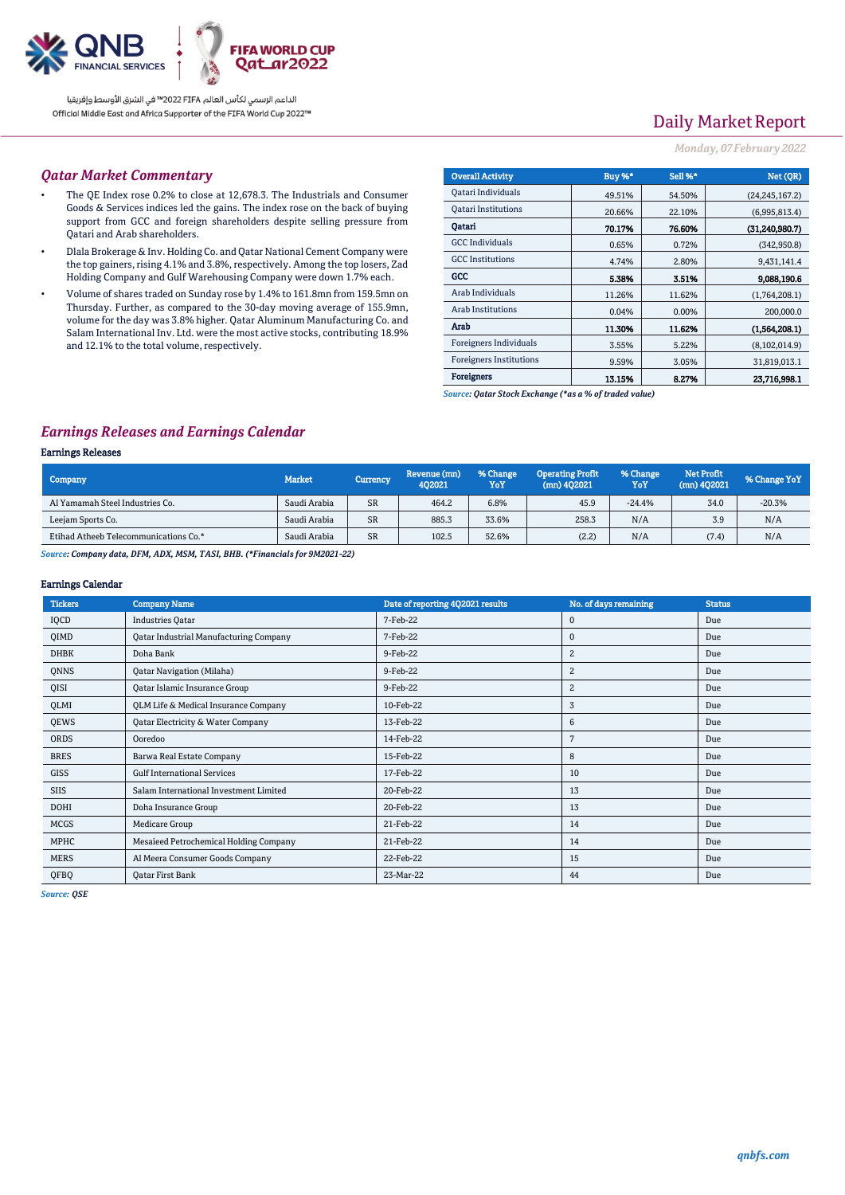## Qatar Market Commentary

- The QE Index rose 0.2% to close at 12,678.3. The Industrials and Consumer Goods & Services indices led the gains. The index rose on the back of buying support from GCC and foreign shareholders despite selling pressure from Qatari and Arab shareholders.
- Dlala Brokerage & Inv. Holding Co. and Qatar National Cement Company were the top gainers, rising 4.1% and 3.8%, respectively. Among the top losers, Zad Holding Company and Gulf Warehousing Company were down 1.7% each.
- Volume of shares traded on Sunday rose by 1.4% to 161.8mn from 159.5mn on Thursday. Further, as compared to the 30-day moving average of 155.9mn, volume for the day was 3.8% higher. Qatar Aluminum Manufacturing Co. and Salam International Inv. Ltd. were the most active stocks, contributing 18.9% and 12.1% to the total volume, respectively.

| Overall Activity | Buy %* | Sell %* | Net (QR) |
|---|---|---|---|
| Qatari Individuals | 49.51% | 54.50% | (24,245,167.2) |
| Qatari Institutions | 20.66% | 22.10% | (6,995,813.4) |
| **Qatari** | **70.17%** | **76.60%** | **(31,240,980.7)** |
| GCC Individuals | 0.65% | 0.72% | (342,950.8) |
| GCC Institutions | 4.74% | 2.80% | 9,431,141.4 |
| **GCC** | **5.38%** | **3.51%** | **9,088,190.6** |
| Arab Individuals | 11.26% | 11.62% | (1,764,208.1) |
| Arab Institutions | 0.04% | 0.00% | 200,000.0 |
| **Arab** | **11.30%** | **11.62%** | **(1,564,208.1)** |
| Foreigners Individuals | 3.55% | 5.22% | (8,102,014.9) |
| Foreigners Institutions | 9.59% | 3.05% | 31,819,013.1 |
| **Foreigners** | **13.15%** | **8.27%** | **23,716,998.1** |

*Source: Qatar Stock Exchange (*as a % of traded value)*

## Earnings Releases and Earnings Calendar

### Earnings Releases

| Company | Market | Currency | Revenue (mn) 4Q2021 | % Change YoY | Operating Profit (mn) 4Q2021 | % Change YoY | Net Profit (mn) 4Q2021 | % Change YoY |
|---|---|---|---|---|---|---|---|---|
| Al Yamamah Steel Industries Co. | Saudi Arabia | SR | 464.2 | 6.8% | 45.9 | -24.4% | 34.0 | -20.3% |
| Leejam Sports Co. | Saudi Arabia | SR | 885.3 | 33.6% | 258.3 | N/A | 3.9 | N/A |
| Etihad Atheeb Telecommunications Co.* | Saudi Arabia | SR | 102.5 | 52.6% | (2.2) | N/A | (7.4) | N/A |

*Source: Company data, DFM, ADX, MSM, TASI, BHB. (*Financials for 9M2021-22)*

### Earnings Calendar

| Tickers | Company Name | Date of reporting 4Q2021 results | No. of days remaining | Status |
|---|---|---|---|---|
| IQCD | Industries Qatar | 7-Feb-22 | 0 | Due |
| QIMD | Qatar Industrial Manufacturing Company | 7-Feb-22 | 0 | Due |
| DHBK | Doha Bank | 9-Feb-22 | 2 | Due |
| QNNS | Qatar Navigation (Milaha) | 9-Feb-22 | 2 | Due |
| QISI | Qatar Islamic Insurance Group | 9-Feb-22 | 2 | Due |
| QLMI | QLM Life & Medical Insurance Company | 10-Feb-22 | 3 | Due |
| QEWS | Qatar Electricity & Water Company | 13-Feb-22 | 6 | Due |
| ORDS | Ooredoo | 14-Feb-22 | 7 | Due |
| BRES | Barwa Real Estate Company | 15-Feb-22 | 8 | Due |
| GISS | Gulf International Services | 17-Feb-22 | 10 | Due |
| SIIS | Salam International Investment Limited | 20-Feb-22 | 13 | Due |
| DOHI | Doha Insurance Group | 20-Feb-22 | 13 | Due |
| MCGS | Medicare Group | 21-Feb-22 | 14 | Due |
| MPHC | Mesaieed Petrochemical Holding Company | 21-Feb-22 | 14 | Due |
| MERS | Al Meera Consumer Goods Company | 22-Feb-22 | 15 | Due |
| QFBQ | Qatar First Bank | 23-Mar-22 | 44 | Due |

*Source: QSE*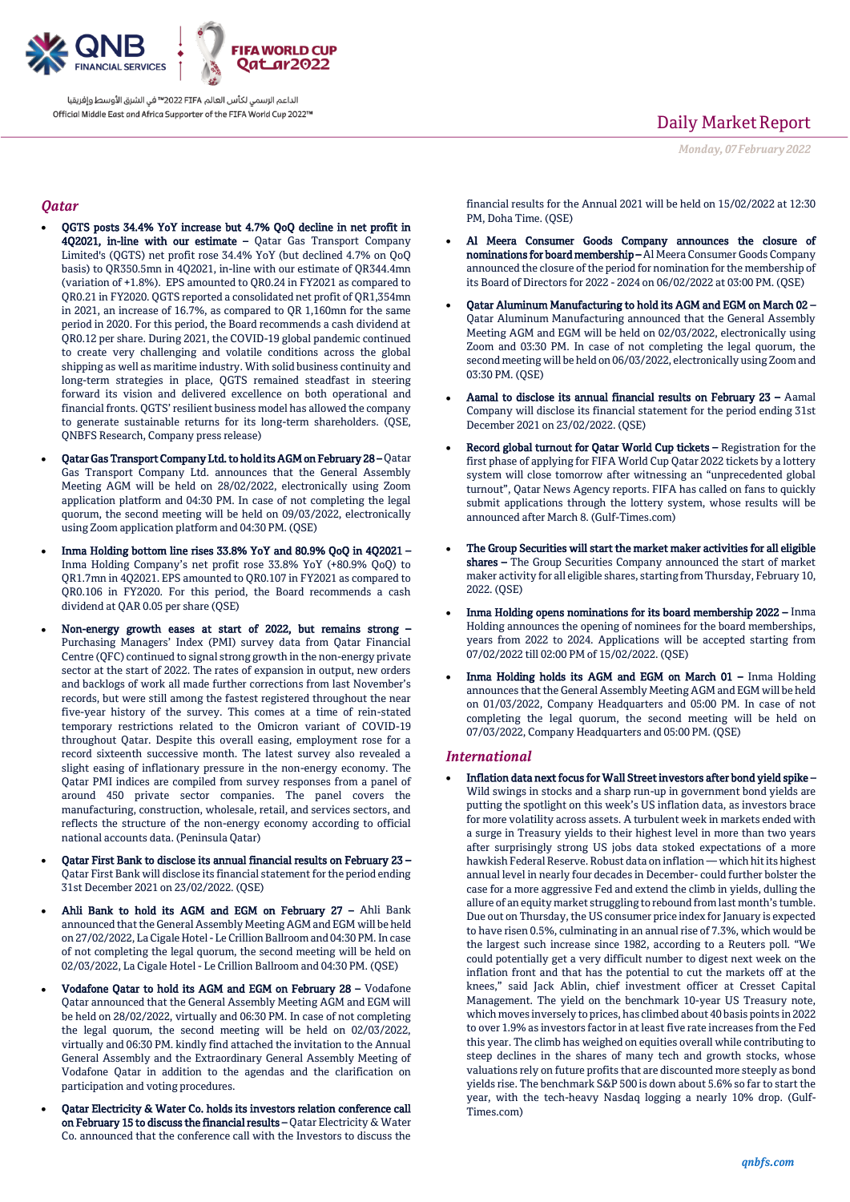# Daily Market Report

*Monday, 07 February 2022*

## Qatar

- **QGTS posts 34.4% YoY increase but 4.7% QoQ decline in net profit in 4Q2021, in-line with our estimate –** Qatar Gas Transport Company Limited's (QGTS) net profit rose 34.4% YoY (but declined 4.7% on QoQ basis) to QR350.5mn in 4Q2021, in-line with our estimate of QR344.4mn (variation of +1.8%). EPS amounted to QR0.24 in FY2021 as compared to QR0.21 in FY2020. QGTS reported a consolidated net profit of QR1,354mn in 2021, an increase of 16.7%, as compared to QR 1,160mn for the same period in 2020. For this period, the Board recommends a cash dividend at QR0.12 per share. During 2021, the COVID-19 global pandemic continued to create very challenging and volatile conditions across the global shipping as well as maritime industry. With solid business continuity and long-term strategies in place, QGTS remained steadfast in steering forward its vision and delivered excellence on both operational and financial fronts. QGTS' resilient business model has allowed the company to generate sustainable returns for its long-term shareholders. (QSE, QNBFS Research, Company press release)
- **Qatar Gas Transport Company Ltd. to hold its AGM on February 28 –** Qatar Gas Transport Company Ltd. announces that the General Assembly Meeting AGM will be held on 28/02/2022, electronically using Zoom application platform and 04:30 PM. In case of not completing the legal quorum, the second meeting will be held on 09/03/2022, electronically using Zoom application platform and 04:30 PM. (QSE)
- **Inma Holding bottom line rises 33.8% YoY and 80.9% QoQ in 4Q2021 –** Inma Holding Company's net profit rose 33.8% YoY (+80.9% QoQ) to QR1.7mn in 4Q2021. EPS amounted to QR0.107 in FY2021 as compared to QR0.106 in FY2020. For this period, the Board recommends a cash dividend at QAR 0.05 per share (QSE)
- **Non-energy growth eases at start of 2022, but remains strong –** Purchasing Managers' Index (PMI) survey data from Qatar Financial Centre (QFC) continued to signal strong growth in the non-energy private sector at the start of 2022. The rates of expansion in output, new orders and backlogs of work all made further corrections from last November's records, but were still among the fastest registered throughout the near five-year history of the survey. This comes at a time of rein-stated temporary restrictions related to the Omicron variant of COVID-19 throughout Qatar. Despite this overall easing, employment rose for a record sixteenth successive month. The latest survey also revealed a slight easing of inflationary pressure in the non-energy economy. The Qatar PMI indices are compiled from survey responses from a panel of around 450 private sector companies. The panel covers the manufacturing, construction, wholesale, retail, and services sectors, and reflects the structure of the non-energy economy according to official national accounts data. (Peninsula Qatar)
- **Qatar First Bank to disclose its annual financial results on February 23 –** Qatar First Bank will disclose its financial statement for the period ending 31st December 2021 on 23/02/2022. (QSE)
- **Ahli Bank to hold its AGM and EGM on February 27 –** Ahli Bank announced that the General Assembly Meeting AGM and EGM will be held on 27/02/2022, La Cigale Hotel - Le Crillion Ballroom and 04:30 PM. In case of not completing the legal quorum, the second meeting will be held on 02/03/2022, La Cigale Hotel - Le Crillion Ballroom and 04:30 PM. (QSE)
- **Vodafone Qatar to hold its AGM and EGM on February 28 –** Vodafone Qatar announced that the General Assembly Meeting AGM and EGM will be held on 28/02/2022, virtually and 06:30 PM. In case of not completing the legal quorum, the second meeting will be held on 02/03/2022, virtually and 06:30 PM. kindly find attached the invitation to the Annual General Assembly and the Extraordinary General Assembly Meeting of Vodafone Qatar in addition to the agendas and the clarification on participation and voting procedures.
- **Qatar Electricity & Water Co. holds its investors relation conference call on February 15 to discuss the financial results –** Qatar Electricity & Water Co. announced that the conference call with the Investors to discuss the financial results for the Annual 2021 will be held on 15/02/2022 at 12:30 PM, Doha Time. (QSE)
- **Al Meera Consumer Goods Company announces the closure of nominations for board membership –** Al Meera Consumer Goods Company announced the closure of the period for nomination for the membership of its Board of Directors for 2022 - 2024 on 06/02/2022 at 03:00 PM. (QSE)
- **Qatar Aluminum Manufacturing to hold its AGM and EGM on March 02 –** Qatar Aluminum Manufacturing announced that the General Assembly Meeting AGM and EGM will be held on 02/03/2022, electronically using Zoom and 03:30 PM. In case of not completing the legal quorum, the second meeting will be held on 06/03/2022, electronically using Zoom and 03:30 PM. (QSE)
- **Aamal to disclose its annual financial results on February 23 –** Aamal Company will disclose its financial statement for the period ending 31st December 2021 on 23/02/2022. (QSE)
- **Record global turnout for Qatar World Cup tickets –** Registration for the first phase of applying for FIFA World Cup Qatar 2022 tickets by a lottery system will close tomorrow after witnessing an "unprecedented global turnout", Qatar News Agency reports. FIFA has called on fans to quickly submit applications through the lottery system, whose results will be announced after March 8. (Gulf-Times.com)
- **The Group Securities will start the market maker activities for all eligible shares –** The Group Securities Company announced the start of market maker activity for all eligible shares, starting from Thursday, February 10, 2022. (QSE)
- **Inma Holding opens nominations for its board membership 2022 –** Inma Holding announces the opening of nominees for the board memberships, years from 2022 to 2024. Applications will be accepted starting from 07/02/2022 till 02:00 PM of 15/02/2022. (QSE)
- **Inma Holding holds its AGM and EGM on March 01 –** Inma Holding announces that the General Assembly Meeting AGM and EGM will be held on 01/03/2022, Company Headquarters and 05:00 PM. In case of not completing the legal quorum, the second meeting will be held on 07/03/2022, Company Headquarters and 05:00 PM. (QSE)

## International

- **Inflation data next focus for Wall Street investors after bond yield spike –** Wild swings in stocks and a sharp run-up in government bond yields are putting the spotlight on this week's US inflation data, as investors brace for more volatility across assets. A turbulent week in markets ended with a surge in Treasury yields to their highest level in more than two years after surprisingly strong US jobs data stoked expectations of a more hawkish Federal Reserve. Robust data on inflation — which hit its highest annual level in nearly four decades in December- could further bolster the case for a more aggressive Fed and extend the climb in yields, dulling the allure of an equity market struggling to rebound from last month's tumble. Due out on Thursday, the US consumer price index for January is expected to have risen 0.5%, culminating in an annual rise of 7.3%, which would be the largest such increase since 1982, according to a Reuters poll. "We could potentially get a very difficult number to digest next week on the inflation front and that has the potential to cut the markets off at the knees," said Jack Ablin, chief investment officer at Cresset Capital Management. The yield on the benchmark 10-year US Treasury note, which moves inversely to prices, has climbed about 40 basis points in 2022 to over 1.9% as investors factor in at least five rate increases from the Fed this year. The climb has weighed on equities overall while contributing to steep declines in the shares of many tech and growth stocks, whose valuations rely on future profits that are discounted more steeply as bond yields rise. The benchmark S&P 500 is down about 5.6% so far to start the year, with the tech-heavy Nasdaq logging a nearly 10% drop. (Gulf-Times.com)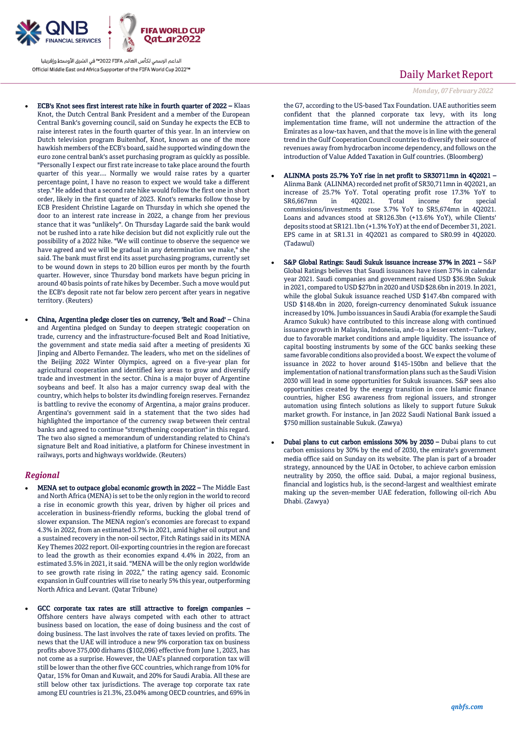- **ECB's Knot sees first interest rate hike in fourth quarter of 2022 –** Klaas Knot, the Dutch Central Bank President and a member of the European Central Bank's governing council, said on Sunday he expects the ECB to raise interest rates in the fourth quarter of this year. In an interview on Dutch television program Buitenhof, Knot, known as one of the more hawkish members of the ECB's board, said he supported winding down the euro zone central bank's asset purchasing program as quickly as possible. "Personally I expect our first rate increase to take place around the fourth quarter of this year.... Normally we would raise rates by a quarter percentage point, I have no reason to expect we would take a different step." He added that a second rate hike would follow the first one in short order, likely in the first quarter of 2023. Knot's remarks follow those by ECB President Christine Lagarde on Thursday in which she opened the door to an interest rate increase in 2022, a change from her previous stance that it was "unlikely". On Thursday Lagarde said the bank would not be rushed into a rate hike decision but did not explicitly rule out the possibility of a 2022 hike. "We will continue to observe the sequence we have agreed and we will be gradual in any determination we make," she said. The bank must first end its asset purchasing programs, currently set to be wound down in steps to 20 billion euros per month by the fourth quarter. However, since Thursday bond markets have begun pricing in around 40 basis points of rate hikes by December. Such a move would put the ECB's deposit rate not far below zero percent after years in negative territory. (Reuters)

- **China, Argentina pledge closer ties on currency, 'Belt and Road' –** China and Argentina pledged on Sunday to deepen strategic cooperation on trade, currency and the infrastructure-focused Belt and Road Initiative, the government and state media said after a meeting of presidents Xi Jinping and Alberto Fernandez. The leaders, who met on the sidelines of the Beijing 2022 Winter Olympics, agreed on a five-year plan for agricultural cooperation and identified key areas to grow and diversify trade and investment in the sector. China is a major buyer of Argentine soybeans and beef. It also has a major currency swap deal with the country, which helps to bolster its dwindling foreign reserves. Fernandez is battling to revive the economy of Argentina, a major grains producer. Argentina's government said in a statement that the two sides had highlighted the importance of the currency swap between their central banks and agreed to continue "strengthening cooperation" in this regard. The two also signed a memorandum of understanding related to China's signature Belt and Road initiative, a platform for Chinese investment in railways, ports and highways worldwide. (Reuters)

## *Regional*

- **MENA set to outpace global economic growth in 2022 –** The Middle East and North Africa (MENA) is set to be the only region in the world to record a rise in economic growth this year, driven by higher oil prices and acceleration in business-friendly reforms, bucking the global trend of slower expansion. The MENA region's economies are forecast to expand 4.3% in 2022, from an estimated 3.7% in 2021, amid higher oil output and a sustained recovery in the non-oil sector, Fitch Ratings said in its MENA Key Themes 2022 report. Oil-exporting countries in the region are forecast to lead the growth as their economies expand 4.4% in 2022, from an estimated 3.5% in 2021, it said. "MENA will be the only region worldwide to see growth rate rising in 2022," the rating agency said. Economic expansion in Gulf countries will rise to nearly 5% this year, outperforming North Africa and Levant. (Qatar Tribune)

- **GCC corporate tax rates are still attractive to foreign companies –** Offshore centers have always competed with each other to attract business based on location, the ease of doing business and the cost of doing business. The last involves the rate of taxes levied on profits. The news that the UAE will introduce a new 9% corporation tax on business profits above 375,000 dirhams ($102,096) effective from June 1, 2023, has not come as a surprise. However, the UAE's planned corporation tax will still be lower than the other five GCC countries, which range from 10% for Qatar, 15% for Oman and Kuwait, and 20% for Saudi Arabia. All these are still below other tax jurisdictions. The average top corporate tax rate among EU countries is 21.3%, 23.04% among OECD countries, and 69% in the G7, according to the US-based Tax Foundation. UAE authorities seem confident that the planned corporate tax levy, with its long implementation time frame, will not undermine the attraction of the Emirates as a low-tax haven, and that the move is in line with the general trend in the Gulf Cooperation Council countries to diversify their source of revenues away from hydrocarbon income dependency, and follows on the introduction of Value Added Taxation in Gulf countries. (Bloomberg)

- **ALINMA posts 25.7% YoY rise in net profit to SR30711mn in 4Q2021 –** Alinma Bank (ALINMA) recorded net profit of SR30,711mn in 4Q2021, an increase of 25.7% YoY. Total operating profit rose 17.3% YoY to SR6,667mn in 4Q2021. Total income for special commissions/investments rose 3.7% YoY to SR5,674mn in 4Q2021. Loans and advances stood at SR126.3bn (+13.6% YoY), while Clients' deposits stood at SR121.1bn (+1.3% YoY) at the end of December 31, 2021. EPS came in at SR1.31 in 4Q2021 as compared to SR0.99 in 4Q2020. (Tadawul)

- **S&P Global Ratings: Saudi Sukuk issuance increase 37% in 2021 –** S&P Global Ratings believes that Saudi issuances have risen 37% in calendar year 2021. Saudi companies and government raised USD $36.9bn Sukuk in 2021, compared to USD $27bn in 2020 and USD $28.6bn in 2019. In 2021, while the global Sukuk issuance reached USD $147.4bn compared with USD $148.4bn in 2020, foreign-currency denominated Sukuk issuance increased by 10%. Jumbo issuances in Saudi Arabia (for example the Saudi Aramco Sukuk) have contributed to this increase along with continued issuance growth in Malaysia, Indonesia, and--to a lesser extent--Turkey, due to favorable market conditions and ample liquidity. The issuance of capital boosting instruments by some of the GCC banks seeking these same favorable conditions also provided a boost. We expect the volume of issuance in 2022 to hover around $145-150bn and believe that the implementation of national transformation plans such as the Saudi Vision 2030 will lead in some opportunities for Sukuk issuances. S&P sees also opportunities created by the energy transition in core Islamic finance countries, higher ESG awareness from regional issuers, and stronger automation using fintech solutions as likely to support future Sukuk market growth. For instance, in Jan 2022 Saudi National Bank issued a $750 million sustainable Sukuk. (Zawya)

- **Dubai plans to cut carbon emissions 30% by 2030 –** Dubai plans to cut carbon emissions by 30% by the end of 2030, the emirate's government media office said on Sunday on its website. The plan is part of a broader strategy, announced by the UAE in October, to achieve carbon emission neutrality by 2050, the office said. Dubai, a major regional business, financial and logistics hub, is the second-largest and wealthiest emirate making up the seven-member UAE federation, following oil-rich Abu Dhabi. (Zawya)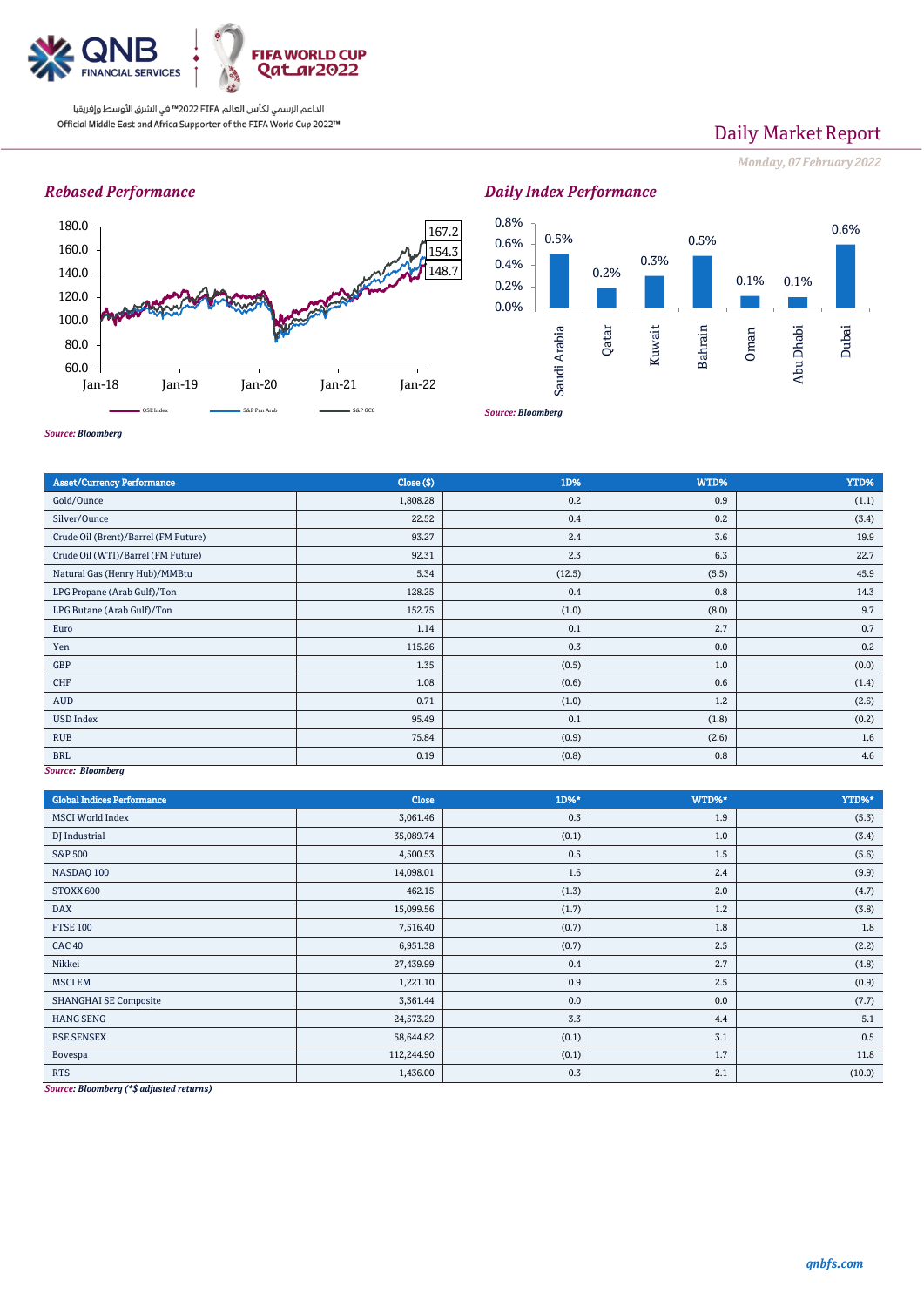QNB FINANCIAL SERVICES | FIFA WORLD CUP Qatar2022

الداعم الرسمي لكأس العالم FIFA 2022™ في الشرق الأوسط وإفريقيا

Official Middle East and Africa Supporter of the FIFA World Cup 2022™

# Daily Market Report

*Monday, 07 February 2022*

## Rebased Performance

180.0, 160.0, 140.0, 120.0, 100.0, 80.0, 60.0

Jan-18, Jan-19, Jan-20, Jan-21, Jan-22

167.2, 154.3, 148.7

QSE Index — S&P Pan Arab — S&P GCC

*Source: Bloomberg*

## Daily Index Performance

| Saudi Arabia | Qatar | Kuwait | Bahrain | Oman | Abu Dhabi | Dubai |
|---|---|---|---|---|---|---|
| 0.5% | 0.2% | 0.3% | 0.5% | 0.1% | 0.1% | 0.6% |

*Source: Bloomberg*

| Asset/Currency Performance | Close ($) | 1D% | WTD% | YTD% |
|---|---|---|---|---|
| Gold/Ounce | 1,808.28 | 0.2 | 0.9 | (1.1) |
| Silver/Ounce | 22.52 | 0.4 | 0.2 | (3.4) |
| Crude Oil (Brent)/Barrel (FM Future) | 93.27 | 2.4 | 3.6 | 19.9 |
| Crude Oil (WTI)/Barrel (FM Future) | 92.31 | 2.3 | 6.3 | 22.7 |
| Natural Gas (Henry Hub)/MMBtu | 5.34 | (12.5) | (5.5) | 45.9 |
| LPG Propane (Arab Gulf)/Ton | 128.25 | 0.4 | 0.8 | 14.3 |
| LPG Butane (Arab Gulf)/Ton | 152.75 | (1.0) | (8.0) | 9.7 |
| Euro | 1.14 | 0.1 | 2.7 | 0.7 |
| Yen | 115.26 | 0.3 | 0.0 | 0.2 |
| GBP | 1.35 | (0.5) | 1.0 | (0.0) |
| CHF | 1.08 | (0.6) | 0.6 | (1.4) |
| AUD | 0.71 | (1.0) | 1.2 | (2.6) |
| USD Index | 95.49 | 0.1 | (1.8) | (0.2) |
| RUB | 75.84 | (0.9) | (2.6) | 1.6 |
| BRL | 0.19 | (0.8) | 0.8 | 4.6 |

*Source: Bloomberg*

| Global Indices Performance | Close | 1D%* | WTD%* | YTD%* |
|---|---|---|---|---|
| MSCI World Index | 3,061.46 | 0.3 | 1.9 | (5.3) |
| DJ Industrial | 35,089.74 | (0.1) | 1.0 | (3.4) |
| S&P 500 | 4,500.53 | 0.5 | 1.5 | (5.6) |
| NASDAQ 100 | 14,098.01 | 1.6 | 2.4 | (9.9) |
| STOXX 600 | 462.15 | (1.3) | 2.0 | (4.7) |
| DAX | 15,099.56 | (1.7) | 1.2 | (3.8) |
| FTSE 100 | 7,516.40 | (0.7) | 1.8 | 1.8 |
| CAC 40 | 6,951.38 | (0.7) | 2.5 | (2.2) |
| Nikkei | 27,439.99 | 0.4 | 2.7 | (4.8) |
| MSCI EM | 1,221.10 | 0.9 | 2.5 | (0.9) |
| SHANGHAI SE Composite | 3,361.44 | 0.0 | 0.0 | (7.7) |
| HANG SENG | 24,573.29 | 3.3 | 4.4 | 5.1 |
| BSE SENSEX | 58,644.82 | (0.1) | 3.1 | 0.5 |
| Bovespa | 112,244.90 | (0.1) | 1.7 | 11.8 |
| RTS | 1,436.00 | 0.3 | 2.1 | (10.0) |

*Source: Bloomberg (*$ adjusted returns)*

qnbfs.com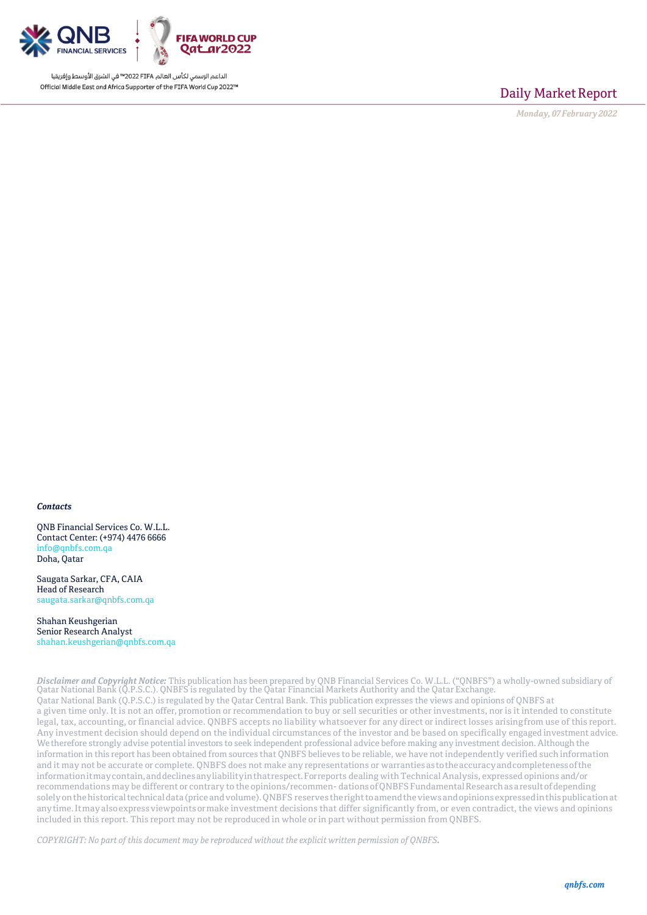*Contacts*

QNB Financial Services Co. W.L.L.
Contact Center: (+974) 4476 6666
info@qnbfs.com.qa
Doha, Qatar

Saugata Sarkar, CFA, CAIA
Head of Research
saugata.sarkar@qnbfs.com.qa

Shahan Keushgerian
Senior Research Analyst
shahan.keushgerian@qnbfs.com.qa

***Disclaimer and Copyright Notice:*** This publication has been prepared by QNB Financial Services Co. W.L.L. ("QNBFS") a wholly-owned subsidiary of Qatar National Bank (Q.P.S.C.). QNBFS is regulated by the Qatar Financial Markets Authority and the Qatar Exchange. Qatar National Bank (Q.P.S.C.) is regulated by the Qatar Central Bank. This publication expresses the views and opinions of QNBFS at a given time only. It is not an offer, promotion or recommendation to buy or sell securities or other investments, nor is it intended to constitute legal, tax, accounting, or financial advice. QNBFS accepts no liability whatsoever for any direct or indirect losses arising from use of this report. Any investment decision should depend on the individual circumstances of the investor and be based on specifically engaged investment advice. We therefore strongly advise potential investors to seek independent professional advice before making any investment decision. Although the information in this report has been obtained from sources that QNBFS believes to be reliable, we have not independently verified such information and it may not be accurate or complete. QNBFS does not make any representations or warranties as to the accuracy and completeness of the information it may contain, and declines any liability in that respect. For reports dealing with Technical Analysis, expressed opinions and/or recommendations may be different or contrary to the opinions/recommen- dations of QNBFS Fundamental Research as a result of depending solely on the historical technical data (price and volume). QNBFS reserves the right to amend the views and opinions expressed in this publication at any time. It may also express viewpoints or make investment decisions that differ significantly from, or even contradict, the views and opinions included in this report. This report may not be reproduced in whole or in part without permission from QNBFS.

*COPYRIGHT: No part of this document may be reproduced without the explicit written permission of QNBFS.*